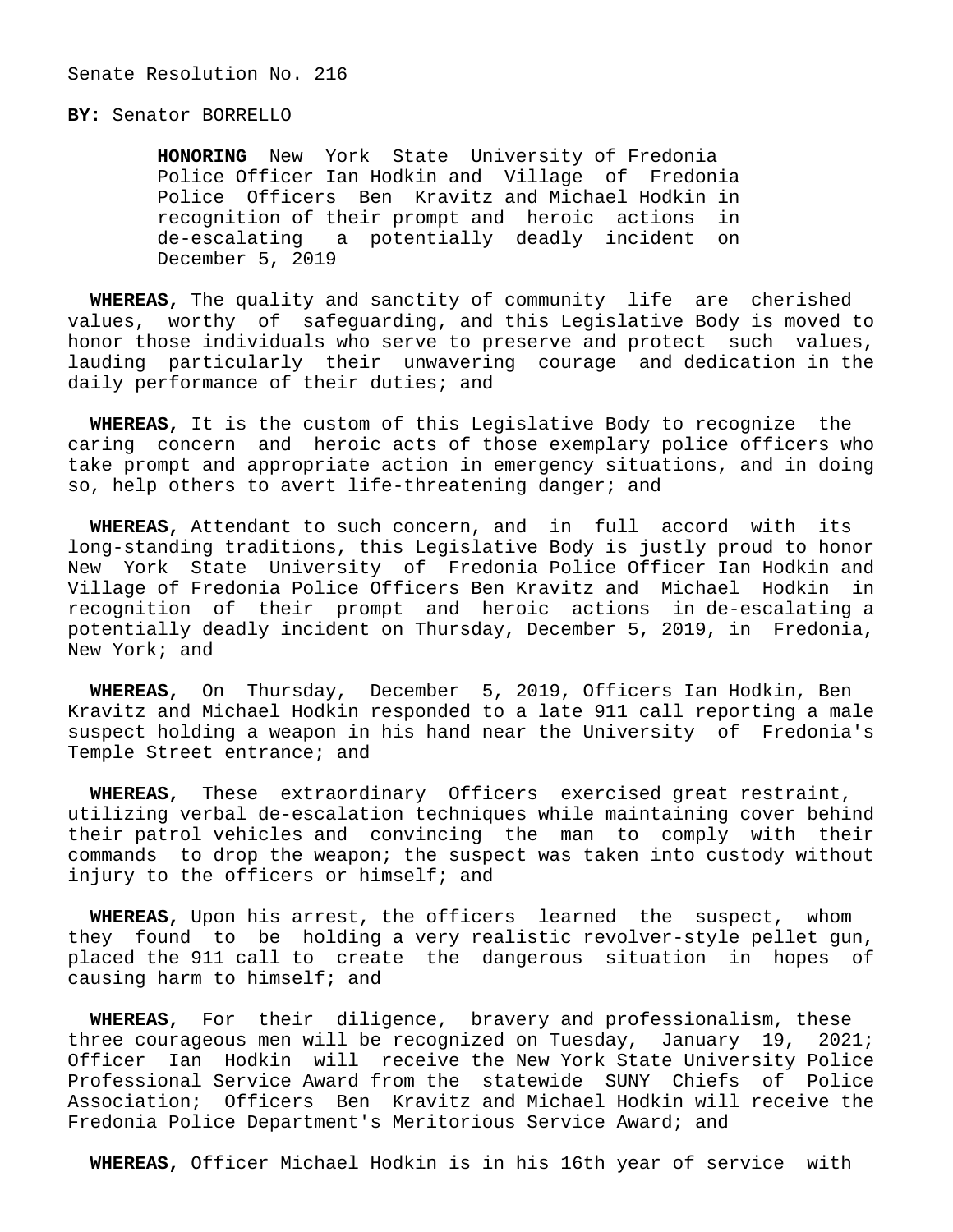Senate Resolution No. 216

**BY:** Senator BORRELLO

**HONORING** New York State University of Fredonia Police Officer Ian Hodkin and Village of Fredonia Police Officers Ben Kravitz and Michael Hodkin in recognition of their prompt and heroic actions in de-escalating a potentially deadly incident on December 5, 2019

**WHEREAS,** The quality and sanctity of community life are cherished values, worthy of safeguarding, and this Legislative Body is moved to honor those individuals who serve to preserve and protect such values, lauding particularly their unwavering courage and dedication in the daily performance of their duties; and

**WHEREAS,** It is the custom of this Legislative Body to recognize the caring concern and heroic acts of those exemplary police officers who take prompt and appropriate action in emergency situations, and in doing so, help others to avert life-threatening danger; and

**WHEREAS,** Attendant to such concern, and in full accord with its long-standing traditions, this Legislative Body is justly proud to honor New York State University of Fredonia Police Officer Ian Hodkin and Village of Fredonia Police Officers Ben Kravitz and Michael Hodkin in recognition of their prompt and heroic actions in de-escalating a potentially deadly incident on Thursday, December 5, 2019, in Fredonia, New York; and

**WHEREAS,** On Thursday, December 5, 2019, Officers Ian Hodkin, Ben Kravitz and Michael Hodkin responded to a late 911 call reporting a male suspect holding a weapon in his hand near the University of Fredonia's Temple Street entrance; and

**WHEREAS,** These extraordinary Officers exercised great restraint, utilizing verbal de-escalation techniques while maintaining cover behind their patrol vehicles and convincing the man to comply with their commands to drop the weapon; the suspect was taken into custody without injury to the officers or himself; and

**WHEREAS,** Upon his arrest, the officers learned the suspect, whom they found to be holding a very realistic revolver-style pellet gun, placed the 911 call to create the dangerous situation in hopes of causing harm to himself; and

**WHEREAS,** For their diligence, bravery and professionalism, these three courageous men will be recognized on Tuesday, January 19, 2021; Officer Ian Hodkin will receive the New York State University Police Professional Service Award from the statewide SUNY Chiefs of Police Association; Officers Ben Kravitz and Michael Hodkin will receive the Fredonia Police Department's Meritorious Service Award; and

**WHEREAS,** Officer Michael Hodkin is in his 16th year of service with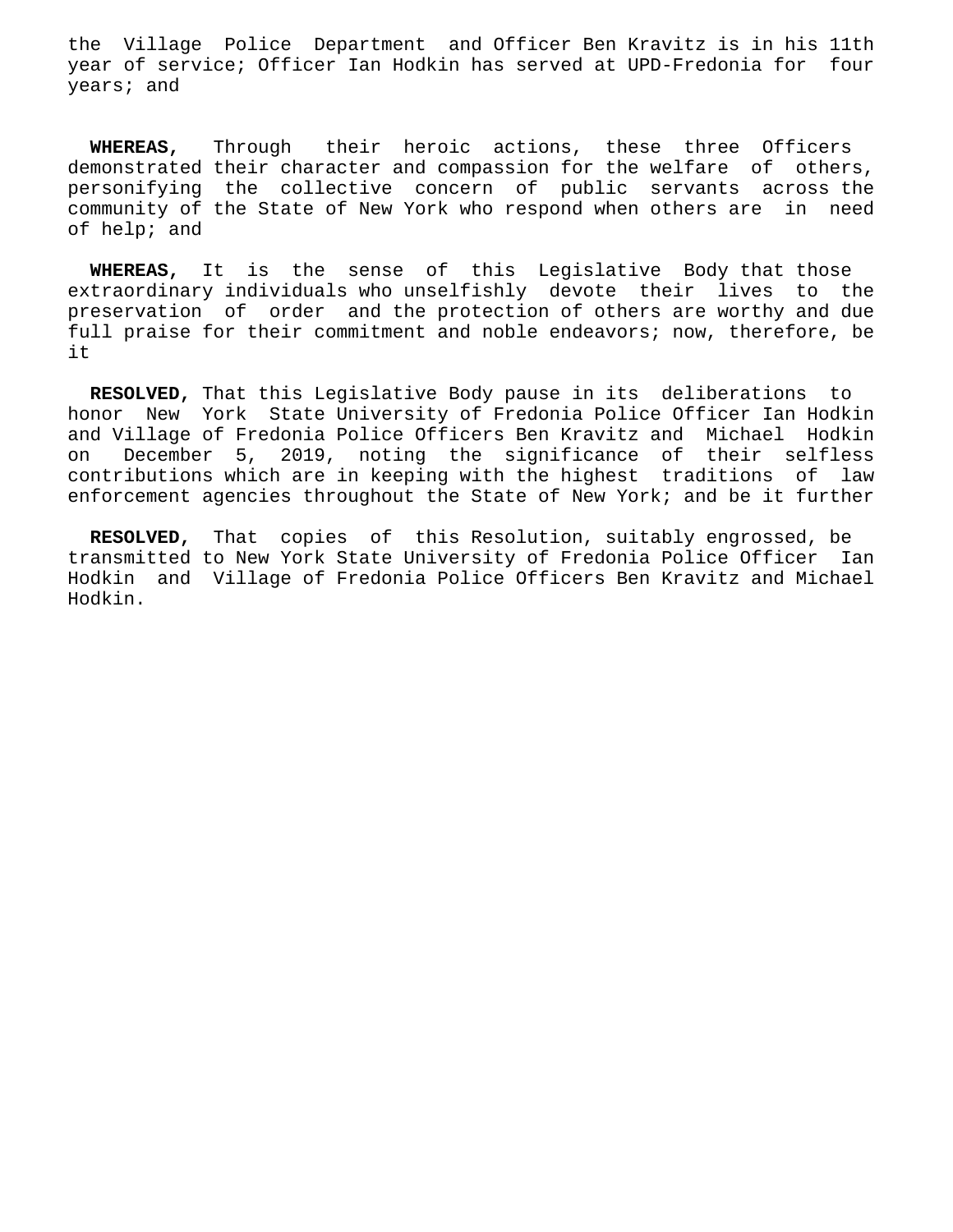the Village Police Department and Officer Ben Kravitz is in his 11th year of service; Officer Ian Hodkin has served at UPD-Fredonia for four years; and

**WHEREAS,** Through their heroic actions, these three Officers demonstrated their character and compassion for the welfare of others, personifying the collective concern of public servants across the community of the State of New York who respond when others are in need of help; and

**WHEREAS,** It is the sense of this Legislative Body that those extraordinary individuals who unselfishly devote their lives to the preservation of order and the protection of others are worthy and due full praise for their commitment and noble endeavors; now, therefore, be it

**RESOLVED,** That this Legislative Body pause in its deliberations to honor New York State University of Fredonia Police Officer Ian Hodkin and Village of Fredonia Police Officers Ben Kravitz and Michael Hodkin on December 5, 2019, noting the significance of their selfless contributions which are in keeping with the highest traditions of law enforcement agencies throughout the State of New York; and be it further

**RESOLVED,** That copies of this Resolution, suitably engrossed, be transmitted to New York State University of Fredonia Police Officer Ian Hodkin and Village of Fredonia Police Officers Ben Kravitz and Michael Hodkin.